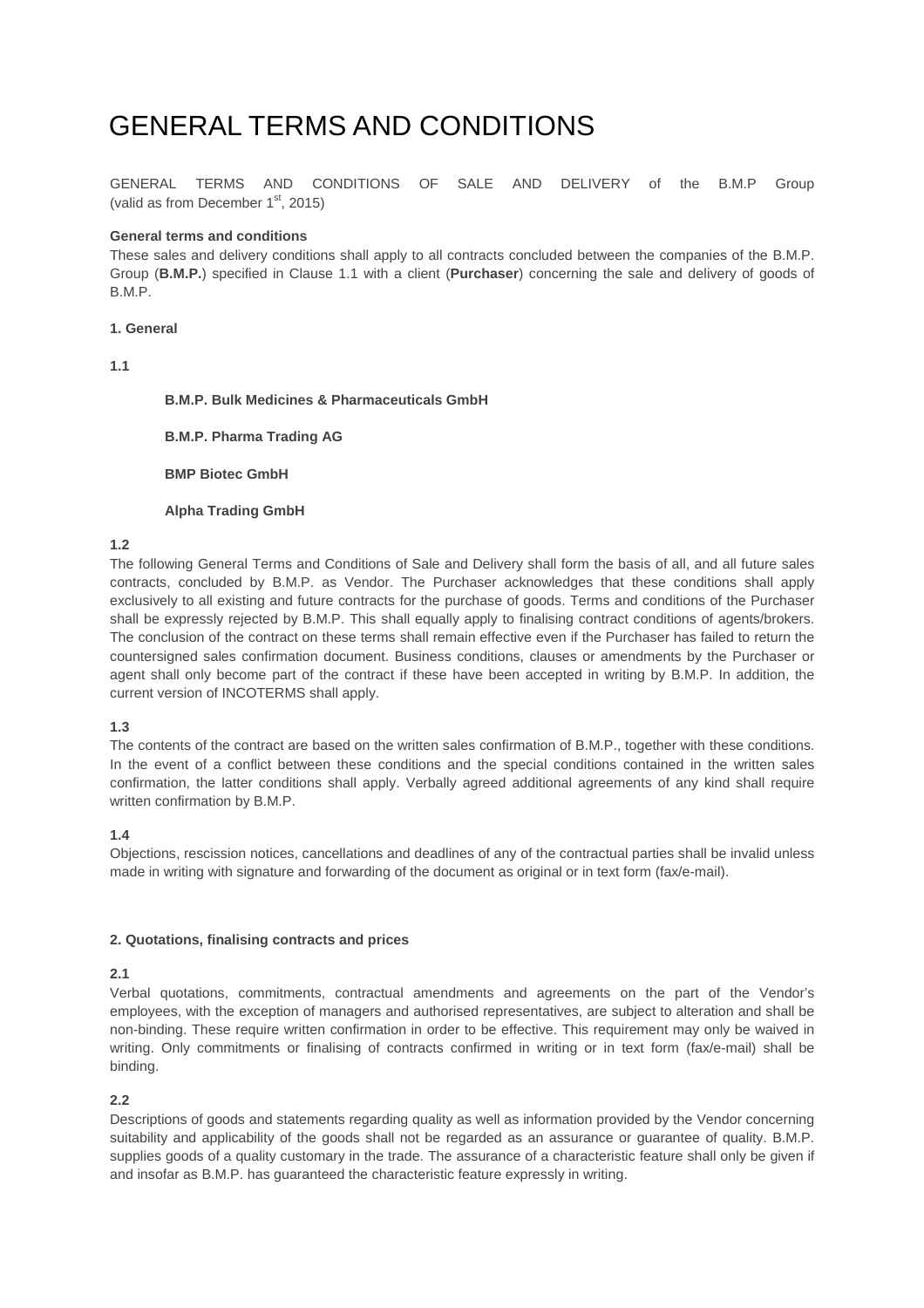# GENERAL TERMS AND CONDITIONS

GENERAL TERMS AND CONDITIONS OF SALE AND DELIVERY of the B.M.P Group (valid as from December 1st, 2015)

**General terms and conditions**

These sales and delivery conditions shall apply to all contracts concluded between the companies of the B.M.P. Group (**B.M.P.**) specified in Clause 1.1 with a client (**Purchaser**) concerning the sale and delivery of goods of B.M.P.

**1. General**

**1.1**

**B.M.P. Bulk Medicines & Pharmaceuticals GmbH**

**B.M.P. Pharma Trading AG**

**BMP Biotec GmbH**

**Alpha Trading GmbH**

**1.2**

The following General Terms and Conditions of Sale and Delivery shall form the basis of all, and all future sales contracts, concluded by B.M.P. as Vendor. The Purchaser acknowledges that these conditions shall apply exclusively to all existing and future contracts for the purchase of goods. Terms and conditions of the Purchaser shall be expressly rejected by B.M.P. This shall equally apply to finalising contract conditions of agents/brokers. The conclusion of the contract on these terms shall remain effective even if the Purchaser has failed to return the countersigned sales confirmation document. Business conditions, clauses or amendments by the Purchaser or agent shall only become part of the contract if these have been accepted in writing by B.M.P. In addition, the current version of INCOTERMS shall apply.

**1.3**

The contents of the contract are based on the written sales confirmation of B.M.P., together with these conditions. In the event of a conflict between these conditions and the special conditions contained in the written sales confirmation, the latter conditions shall apply. Verbally agreed additional agreements of any kind shall require written confirmation by B.M.P.

**1.4**

Objections, rescission notices, cancellations and deadlines of any of the contractual parties shall be invalid unless made in writing with signature and forwarding of the document as original or in text form (fax/e-mail).

**2. Quotations, finalising contracts and prices**

**2.1**

Verbal quotations, commitments, contractual amendments and agreements on the part of the Vendor's employees, with the exception of managers and authorised representatives, are subject to alteration and shall be non-binding. These require written confirmation in order to be effective. This requirement may only be waived in writing. Only commitments or finalising of contracts confirmed in writing or in text form (fax/e-mail) shall be binding.

**2.2**

Descriptions of goods and statements regarding quality as well as information provided by the Vendor concerning suitability and applicability of the goods shall not be regarded as an assurance or guarantee of quality. B.M.P. supplies goods of a quality customary in the trade. The assurance of a characteristic feature shall only be given if and insofar as B.M.P. has guaranteed the characteristic feature expressly in writing.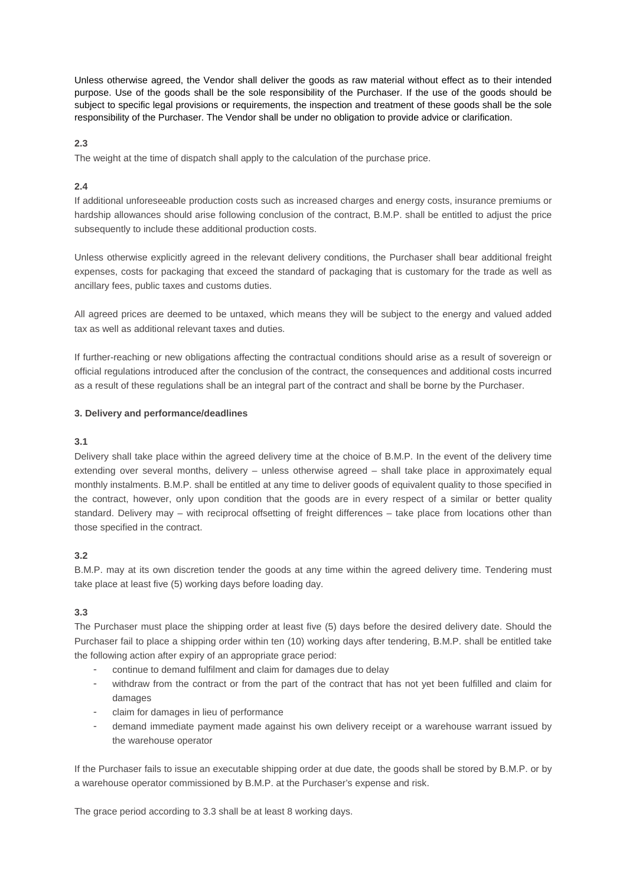Unless otherwise agreed, the Vendor shall deliver the goods as raw material without effect as to their intended purpose. Use of the goods shall be the sole responsibility of the Purchaser. If the use of the goods should be subject to specific legal provisions or requirements, the inspection and treatment of these goods shall be the sole responsibility of the Purchaser. The Vendor shall be under no obligation to provide advice or clarification.

**2.3**

The weight at the time of dispatch shall apply to the calculation of the purchase price.

**2.4**

If additional unforeseeable production costs such as increased charges and energy costs, insurance premiums or hardship allowances should arise following conclusion of the contract, B.M.P. shall be entitled to adjust the price subsequently to include these additional production costs.

Unless otherwise explicitly agreed in the relevant delivery conditions, the Purchaser shall bear additional freight expenses, costs for packaging that exceed the standard of packaging that is customary for the trade as well as ancillary fees, public taxes and customs duties.

All agreed prices are deemed to be untaxed, which means they will be subject to the energy and valued added tax as well as additional relevant taxes and duties.

If further-reaching or new obligations affecting the contractual conditions should arise as a result of sovereign or official regulations introduced after the conclusion of the contract, the consequences and additional costs incurred as a result of these regulations shall be an integral part of the contract and shall be borne by the Purchaser.

**3. Delivery and performance/deadlines**

**3.1**

Delivery shall take place within the agreed delivery time at the choice of B.M.P. In the event of the delivery time extending over several months, delivery – unless otherwise agreed – shall take place in approximately equal monthly instalments. B.M.P. shall be entitled at any time to deliver goods of equivalent quality to those specified in the contract, however, only upon condition that the goods are in every respect of a similar or better quality standard. Delivery may – with reciprocal offsetting of freight differences – take place from locations other than those specified in the contract.

**3.2**

B.M.P. may at its own discretion tender the goods at any time within the agreed delivery time. Tendering must take place at least five (5) working days before loading day.

**3.3**

The Purchaser must place the shipping order at least five (5) days before the desired delivery date. Should the Purchaser fail to place a shipping order within ten (10) working days after tendering, B.M.P. shall be entitled take the following action after expiry of an appropriate grace period:

- continue to demand fulfilment and claim for damages due to delay
- withdraw from the contract or from the part of the contract that has not yet been fulfilled and claim for damages
- claim for damages in lieu of performance
- demand immediate payment made against his own delivery receipt or a warehouse warrant issued by the warehouse operator

If the Purchaser fails to issue an executable shipping order at due date, the goods shall be stored by B.M.P. or by a warehouse operator commissioned by B.M.P. at the Purchaser's expense and risk.

The grace period according to 3.3 shall be at least 8 working days.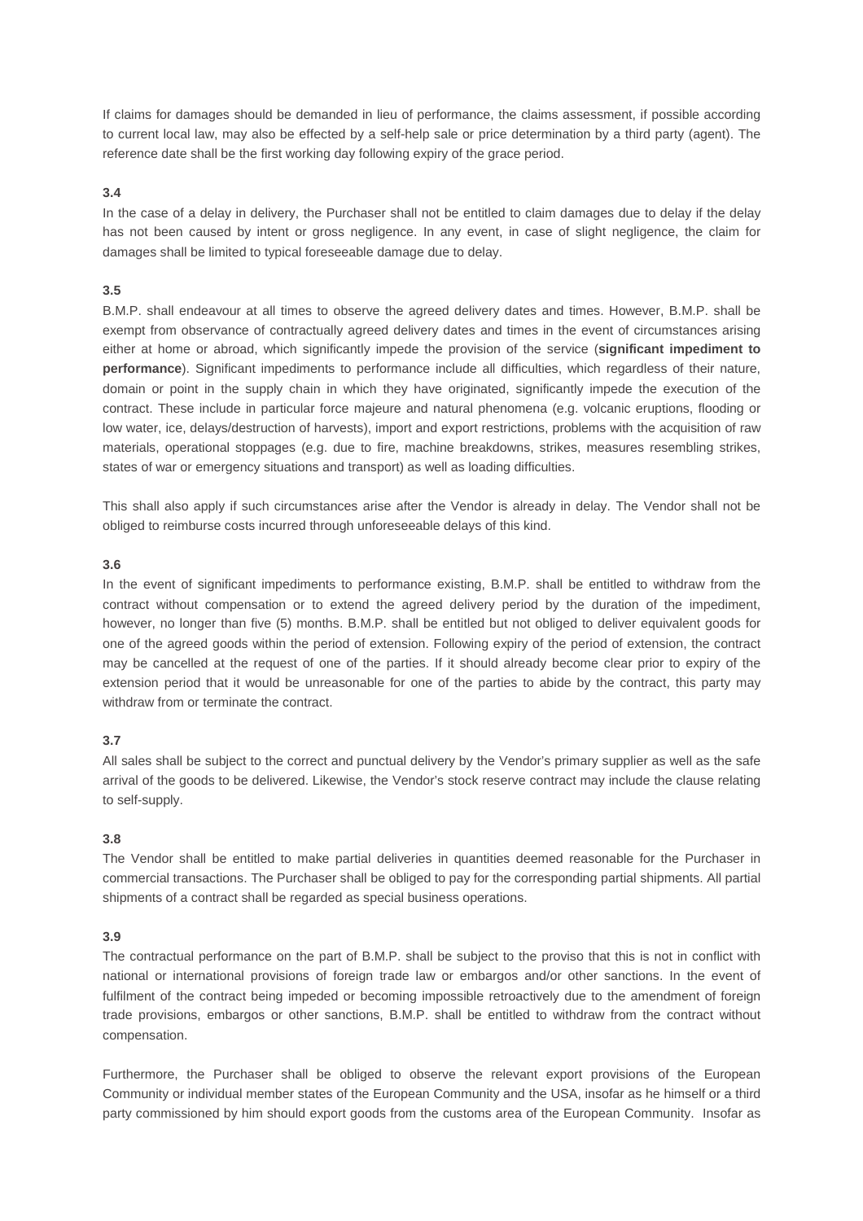If claims for damages should be demanded in lieu of performance, the claims assessment, if possible according to current local law, may also be effected by a self-help sale or price determination by a third party (agent). The reference date shall be the first working day following expiry of the grace period.

**3.4**

In the case of a delay in delivery, the Purchaser shall not be entitled to claim damages due to delay if the delay has not been caused by intent or gross negligence. In any event, in case of slight negligence, the claim for damages shall be limited to typical foreseeable damage due to delay.

**3.5**

B.M.P. shall endeavour at all times to observe the agreed delivery dates and times. However, B.M.P. shall be exempt from observance of contractually agreed delivery dates and times in the event of circumstances arising either at home or abroad, which significantly impede the provision of the service (**significant impediment to performance**). Significant impediments to performance include all difficulties, which regardless of their nature, domain or point in the supply chain in which they have originated, significantly impede the execution of the contract. These include in particular force majeure and natural phenomena (e.g. volcanic eruptions, flooding or low water, ice, delays/destruction of harvests), import and export restrictions, problems with the acquisition of raw materials, operational stoppages (e.g. due to fire, machine breakdowns, strikes, measures resembling strikes, states of war or emergency situations and transport) as well as loading difficulties.

This shall also apply if such circumstances arise after the Vendor is already in delay. The Vendor shall not be obliged to reimburse costs incurred through unforeseeable delays of this kind.

**3.6**

In the event of significant impediments to performance existing, B.M.P. shall be entitled to withdraw from the contract without compensation or to extend the agreed delivery period by the duration of the impediment, however, no longer than five (5) months. B.M.P. shall be entitled but not obliged to deliver equivalent goods for one of the agreed goods within the period of extension. Following expiry of the period of extension, the contract may be cancelled at the request of one of the parties. If it should already become clear prior to expiry of the extension period that it would be unreasonable for one of the parties to abide by the contract, this party may withdraw from or terminate the contract.

**3.7**

All sales shall be subject to the correct and punctual delivery by the Vendor's primary supplier as well as the safe arrival of the goods to be delivered. Likewise, the Vendor's stock reserve contract may include the clause relating to self-supply.

**3.8**

The Vendor shall be entitled to make partial deliveries in quantities deemed reasonable for the Purchaser in commercial transactions. The Purchaser shall be obliged to pay for the corresponding partial shipments. All partial shipments of a contract shall be regarded as special business operations.

**3.9**

The contractual performance on the part of B.M.P. shall be subject to the proviso that this is not in conflict with national or international provisions of foreign trade law or embargos and/or other sanctions. In the event of fulfilment of the contract being impeded or becoming impossible retroactively due to the amendment of foreign trade provisions, embargos or other sanctions, B.M.P. shall be entitled to withdraw from the contract without compensation.

Furthermore, the Purchaser shall be obliged to observe the relevant export provisions of the European Community or individual member states of the European Community and the USA, insofar as he himself or a third party commissioned by him should export goods from the customs area of the European Community. Insofar as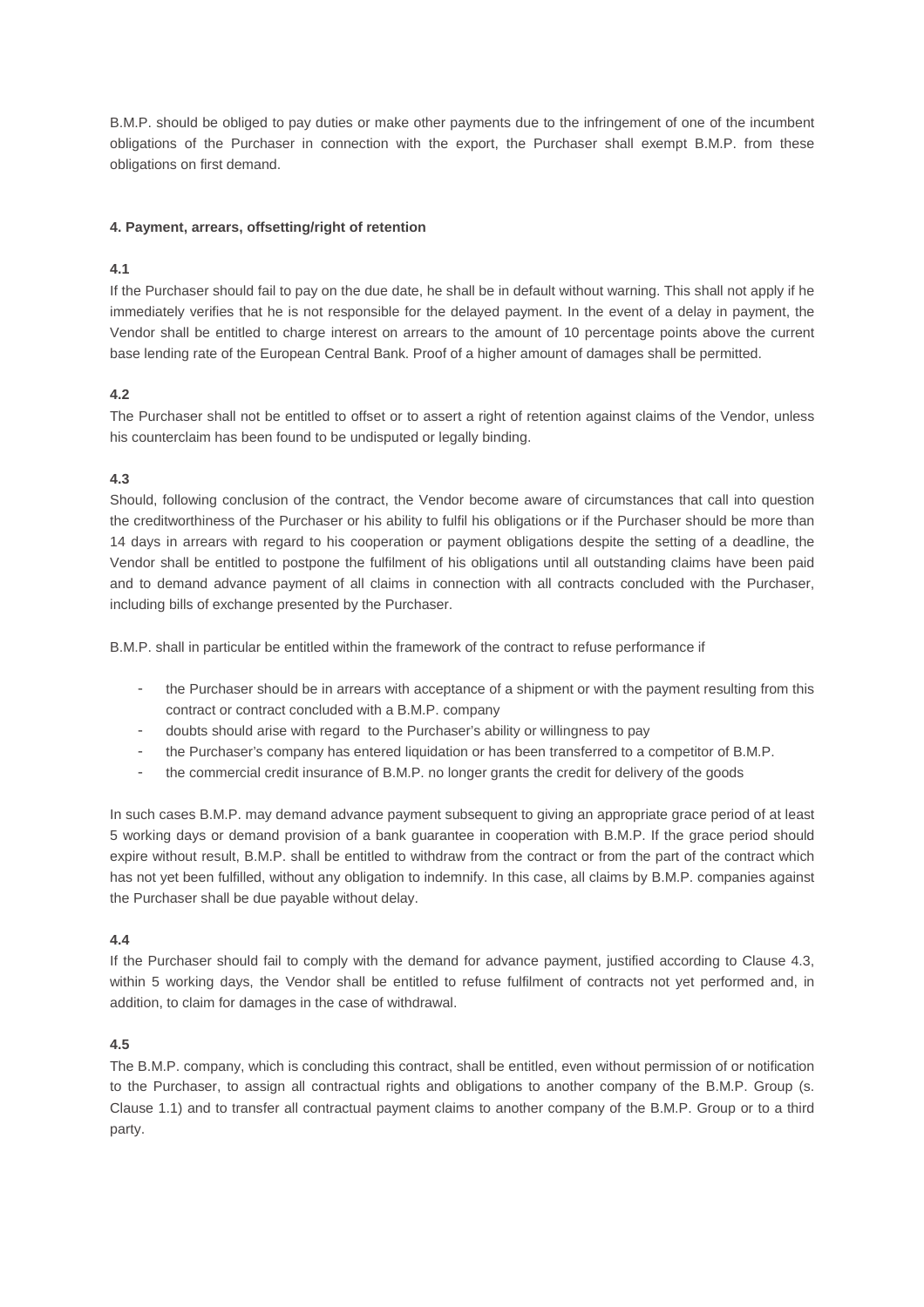B.M.P. should be obliged to pay duties or make other payments due to the infringement of one of the incumbent obligations of the Purchaser in connection with the export, the Purchaser shall exempt B.M.P. from these obligations on first demand.

**4. Payment, arrears, offsetting/right of retention**

**4.1**

If the Purchaser should fail to pay on the due date, he shall be in default without warning. This shall not apply if he immediately verifies that he is not responsible for the delayed payment. In the event of a delay in payment, the Vendor shall be entitled to charge interest on arrears to the amount of 10 percentage points above the current base lending rate of the European Central Bank. Proof of a higher amount of damages shall be permitted.

**4.2**

The Purchaser shall not be entitled to offset or to assert a right of retention against claims of the Vendor, unless his counterclaim has been found to be undisputed or legally binding.

**4.3**

Should, following conclusion of the contract, the Vendor become aware of circumstances that call into question the creditworthiness of the Purchaser or his ability to fulfil his obligations or if the Purchaser should be more than 14 days in arrears with regard to his cooperation or payment obligations despite the setting of a deadline, the Vendor shall be entitled to postpone the fulfilment of his obligations until all outstanding claims have been paid and to demand advance payment of all claims in connection with all contracts concluded with the Purchaser, including bills of exchange presented by the Purchaser.

B.M.P. shall in particular be entitled within the framework of the contract to refuse performance if

- the Purchaser should be in arrears with acceptance of a shipment or with the payment resulting from this contract or contract concluded with a B.M.P. company
- doubts should arise with regard to the Purchaser's ability or willingness to pay
- the Purchaser's company has entered liquidation or has been transferred to a competitor of B.M.P.
- the commercial credit insurance of B.M.P. no longer grants the credit for delivery of the goods

In such cases B.M.P. may demand advance payment subsequent to giving an appropriate grace period of at least 5 working days or demand provision of a bank guarantee in cooperation with B.M.P. If the grace period should expire without result, B.M.P. shall be entitled to withdraw from the contract or from the part of the contract which has not yet been fulfilled, without any obligation to indemnify. In this case, all claims by B.M.P. companies against the Purchaser shall be due payable without delay.

**4.4**

If the Purchaser should fail to comply with the demand for advance payment, justified according to Clause 4.3, within 5 working days, the Vendor shall be entitled to refuse fulfilment of contracts not yet performed and, in addition, to claim for damages in the case of withdrawal.

**4.5**

The B.M.P. company, which is concluding this contract, shall be entitled, even without permission of or notification to the Purchaser, to assign all contractual rights and obligations to another company of the B.M.P. Group (s. Clause 1.1) and to transfer all contractual payment claims to another company of the B.M.P. Group or to a third party.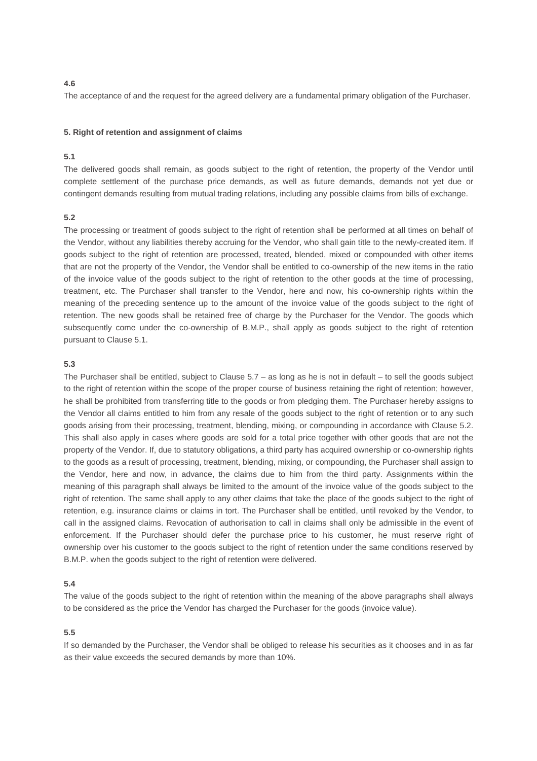**4.6**

The acceptance of and the request for the agreed delivery are a fundamental primary obligation of the Purchaser.

**5. Right of retention and assignment of claims**

**5.1**

The delivered goods shall remain, as goods subject to the right of retention, the property of the Vendor until complete settlement of the purchase price demands, as well as future demands, demands not yet due or contingent demands resulting from mutual trading relations, including any possible claims from bills of exchange.

**5.2**

The processing or treatment of goods subject to the right of retention shall be performed at all times on behalf of the Vendor, without any liabilities thereby accruing for the Vendor, who shall gain title to the newly-created item. If goods subject to the right of retention are processed, treated, blended, mixed or compounded with other items that are not the property of the Vendor, the Vendor shall be entitled to co-ownership of the new items in the ratio of the invoice value of the goods subject to the right of retention to the other goods at the time of processing, treatment, etc. The Purchaser shall transfer to the Vendor, here and now, his co-ownership rights within the meaning of the preceding sentence up to the amount of the invoice value of the goods subject to the right of retention. The new goods shall be retained free of charge by the Purchaser for the Vendor. The goods which subsequently come under the co-ownership of B.M.P., shall apply as goods subject to the right of retention pursuant to Clause 5.1.

**5.3**

The Purchaser shall be entitled, subject to Clause 5.7 – as long as he is not in default – to sell the goods subject to the right of retention within the scope of the proper course of business retaining the right of retention; however, he shall be prohibited from transferring title to the goods or from pledging them. The Purchaser hereby assigns to the Vendor all claims entitled to him from any resale of the goods subject to the right of retention or to any such goods arising from their processing, treatment, blending, mixing, or compounding in accordance with Clause 5.2. This shall also apply in cases where goods are sold for a total price together with other goods that are not the property of the Vendor. If, due to statutory obligations, a third party has acquired ownership or co-ownership rights to the goods as a result of processing, treatment, blending, mixing, or compounding, the Purchaser shall assign to the Vendor, here and now, in advance, the claims due to him from the third party. Assignments within the meaning of this paragraph shall always be limited to the amount of the invoice value of the goods subject to the right of retention. The same shall apply to any other claims that take the place of the goods subject to the right of retention, e.g. insurance claims or claims in tort. The Purchaser shall be entitled, until revoked by the Vendor, to call in the assigned claims. Revocation of authorisation to call in claims shall only be admissible in the event of enforcement. If the Purchaser should defer the purchase price to his customer, he must reserve right of ownership over his customer to the goods subject to the right of retention under the same conditions reserved by B.M.P. when the goods subject to the right of retention were delivered.

**5.4**

The value of the goods subject to the right of retention within the meaning of the above paragraphs shall always to be considered as the price the Vendor has charged the Purchaser for the goods (invoice value).

**5.5**

If so demanded by the Purchaser, the Vendor shall be obliged to release his securities as it chooses and in as far as their value exceeds the secured demands by more than 10%.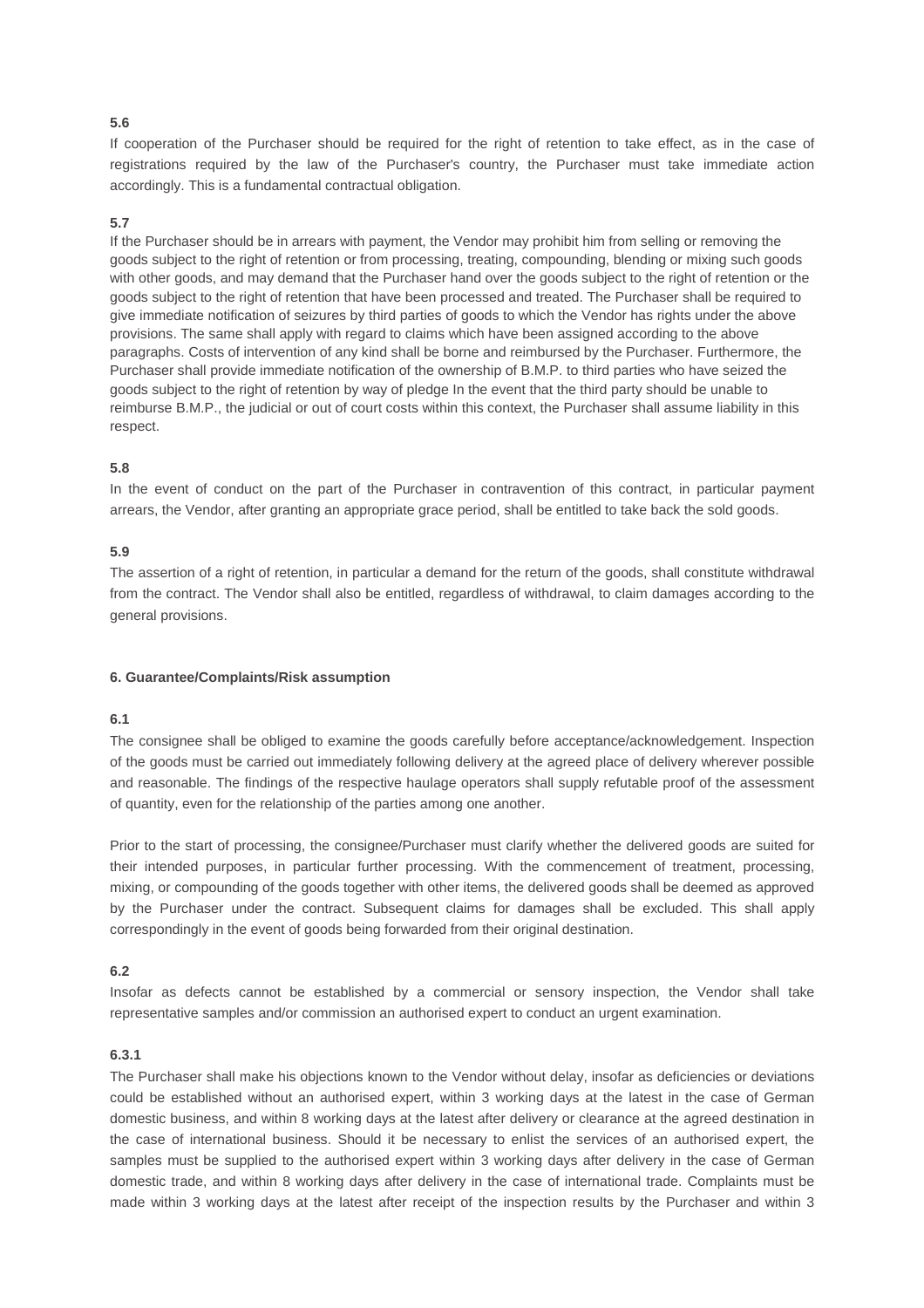**5.6**

If cooperation of the Purchaser should be required for the right of retention to take effect, as in the case of registrations required by the law of the Purchaser's country, the Purchaser must take immediate action accordingly. This is a fundamental contractual obligation.

**5.7**

If the Purchaser should be in arrears with payment, the Vendor may prohibit him from selling or removing the goods subject to the right of retention or from processing, treating, compounding, blending or mixing such goods with other goods, and may demand that the Purchaser hand over the goods subject to the right of retention or the goods subject to the right of retention that have been processed and treated. The Purchaser shall be required to give immediate notification of seizures by third parties of goods to which the Vendor has rights under the above provisions. The same shall apply with regard to claims which have been assigned according to the above paragraphs. Costs of intervention of any kind shall be borne and reimbursed by the Purchaser. Furthermore, the Purchaser shall provide immediate notification of the ownership of B.M.P. to third parties who have seized the goods subject to the right of retention by way of pledge In the event that the third party should be unable to reimburse B.M.P., the judicial or out of court costs within this context, the Purchaser shall assume liability in this respect.

**5.8**

In the event of conduct on the part of the Purchaser in contravention of this contract, in particular payment arrears, the Vendor, after granting an appropriate grace period, shall be entitled to take back the sold goods.

**5.9**

The assertion of a right of retention, in particular a demand for the return of the goods, shall constitute withdrawal from the contract. The Vendor shall also be entitled, regardless of withdrawal, to claim damages according to the general provisions.

**6. Guarantee/Complaints/Risk assumption**

**6.1**

The consignee shall be obliged to examine the goods carefully before acceptance/acknowledgement. Inspection of the goods must be carried out immediately following delivery at the agreed place of delivery wherever possible and reasonable. The findings of the respective haulage operators shall supply refutable proof of the assessment of quantity, even for the relationship of the parties among one another.

Prior to the start of processing, the consignee/Purchaser must clarify whether the delivered goods are suited for their intended purposes, in particular further processing. With the commencement of treatment, processing, mixing, or compounding of the goods together with other items, the delivered goods shall be deemed as approved by the Purchaser under the contract. Subsequent claims for damages shall be excluded. This shall apply correspondingly in the event of goods being forwarded from their original destination.

**6.2**

Insofar as defects cannot be established by a commercial or sensory inspection, the Vendor shall take representative samples and/or commission an authorised expert to conduct an urgent examination.

**6.3.1**

The Purchaser shall make his objections known to the Vendor without delay, insofar as deficiencies or deviations could be established without an authorised expert, within 3 working days at the latest in the case of German domestic business, and within 8 working days at the latest after delivery or clearance at the agreed destination in the case of international business. Should it be necessary to enlist the services of an authorised expert, the samples must be supplied to the authorised expert within 3 working days after delivery in the case of German domestic trade, and within 8 working days after delivery in the case of international trade. Complaints must be made within 3 working days at the latest after receipt of the inspection results by the Purchaser and within 3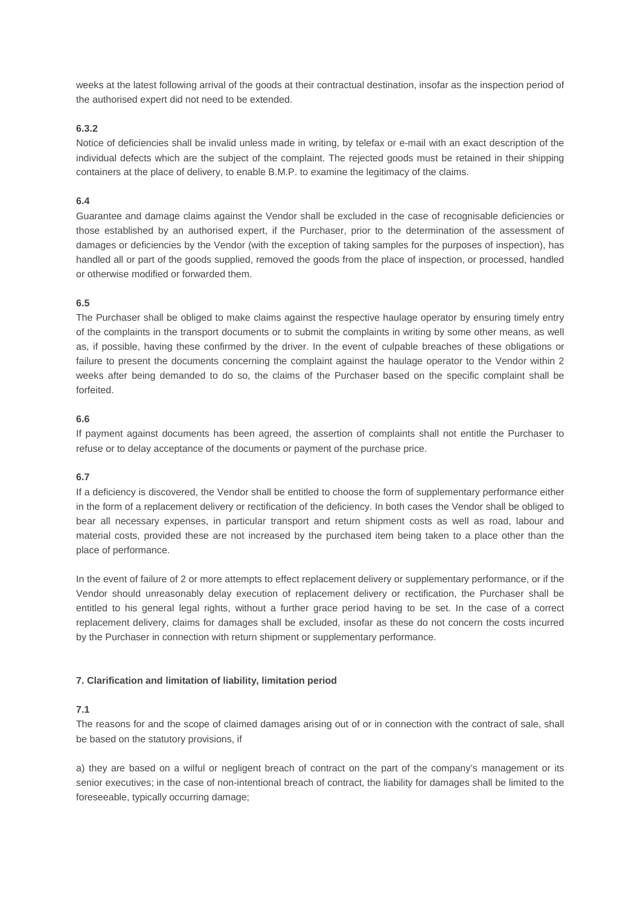weeks at the latest following arrival of the goods at their contractual destination, insofar as the inspection period of the authorised expert did not need to be extended.

**6.3.2**

Notice of deficiencies shall be invalid unless made in writing, by telefax or e-mail with an exact description of the individual defects which are the subject of the complaint. The rejected goods must be retained in their shipping containers at the place of delivery, to enable B.M.P. to examine the legitimacy of the claims.

**6.4**

Guarantee and damage claims against the Vendor shall be excluded in the case of recognisable deficiencies or those established by an authorised expert, if the Purchaser, prior to the determination of the assessment of damages or deficiencies by the Vendor (with the exception of taking samples for the purposes of inspection), has handled all or part of the goods supplied, removed the goods from the place of inspection, or processed, handled or otherwise modified or forwarded them.

**6.5**

The Purchaser shall be obliged to make claims against the respective haulage operator by ensuring timely entry of the complaints in the transport documents or to submit the complaints in writing by some other means, as well as, if possible, having these confirmed by the driver. In the event of culpable breaches of these obligations or failure to present the documents concerning the complaint against the haulage operator to the Vendor within 2 weeks after being demanded to do so, the claims of the Purchaser based on the specific complaint shall be forfeited.

**6.6**

If payment against documents has been agreed, the assertion of complaints shall not entitle the Purchaser to refuse or to delay acceptance of the documents or payment of the purchase price.

**6.7**

If a deficiency is discovered, the Vendor shall be entitled to choose the form of supplementary performance either in the form of a replacement delivery or rectification of the deficiency. In both cases the Vendor shall be obliged to bear all necessary expenses, in particular transport and return shipment costs as well as road, labour and material costs, provided these are not increased by the purchased item being taken to a place other than the place of performance.

In the event of failure of 2 or more attempts to effect replacement delivery or supplementary performance, or if the Vendor should unreasonably delay execution of replacement delivery or rectification, the Purchaser shall be entitled to his general legal rights, without a further grace period having to be set. In the case of a correct replacement delivery, claims for damages shall be excluded, insofar as these do not concern the costs incurred by the Purchaser in connection with return shipment or supplementary performance.

**7. Clarification and limitation of liability, limitation period**

**7.1**

The reasons for and the scope of claimed damages arising out of or in connection with the contract of sale, shall be based on the statutory provisions, if

a) they are based on a wilful or negligent breach of contract on the part of the company's management or its senior executives; in the case of non-intentional breach of contract, the liability for damages shall be limited to the foreseeable, typically occurring damage;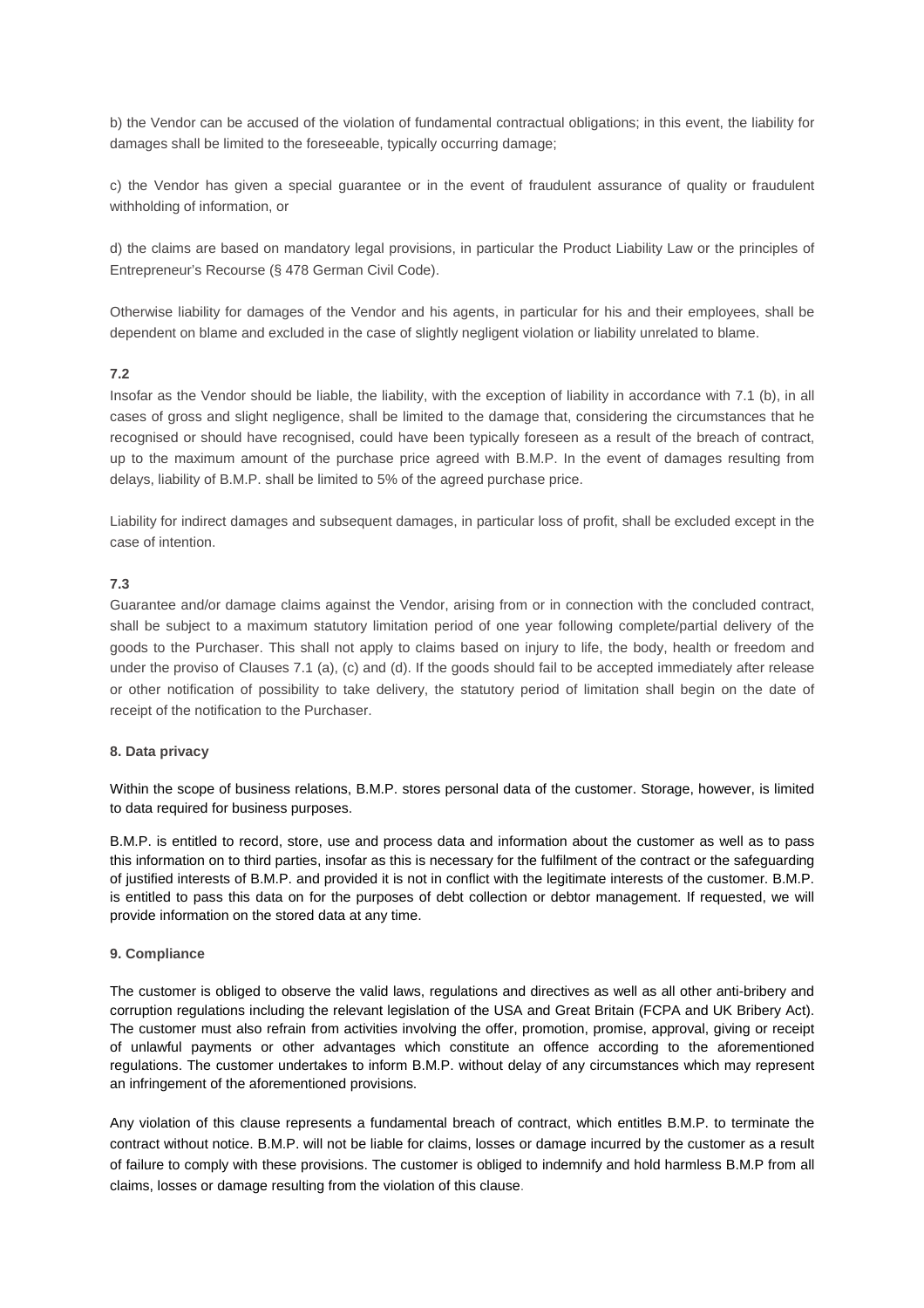b) the Vendor can be accused of the violation of fundamental contractual obligations; in this event, the liability for damages shall be limited to the foreseeable, typically occurring damage;

c) the Vendor has given a special guarantee or in the event of fraudulent assurance of quality or fraudulent withholding of information, or

d) the claims are based on mandatory legal provisions, in particular the Product Liability Law or the principles of Entrepreneur's Recourse (§ 478 German Civil Code).

Otherwise liability for damages of the Vendor and his agents, in particular for his and their employees, shall be dependent on blame and excluded in the case of slightly negligent violation or liability unrelated to blame.

**7.2**

Insofar as the Vendor should be liable, the liability, with the exception of liability in accordance with 7.1 (b), in all cases of gross and slight negligence, shall be limited to the damage that, considering the circumstances that he recognised or should have recognised, could have been typically foreseen as a result of the breach of contract, up to the maximum amount of the purchase price agreed with B.M.P. In the event of damages resulting from delays, liability of B.M.P. shall be limited to 5% of the agreed purchase price.

Liability for indirect damages and subsequent damages, in particular loss of profit, shall be excluded except in the case of intention.

**7.3**

Guarantee and/or damage claims against the Vendor, arising from or in connection with the concluded contract, shall be subject to a maximum statutory limitation period of one year following complete/partial delivery of the goods to the Purchaser. This shall not apply to claims based on injury to life, the body, health or freedom and under the proviso of Clauses 7.1 (a), (c) and (d). If the goods should fail to be accepted immediately after release or other notification of possibility to take delivery, the statutory period of limitation shall begin on the date of receipt of the notification to the Purchaser.

**8. Data privacy**

Within the scope of business relations, B.M.P. stores personal data of the customer. Storage, however, is limited to data required for business purposes.

B.M.P. is entitled to record, store, use and process data and information about the customer as well as to pass this information on to third parties, insofar as this is necessary for the fulfilment of the contract or the safeguarding of justified interests of B.M.P. and provided it is not in conflict with the legitimate interests of the customer. B.M.P. is entitled to pass this data on for the purposes of debt collection or debtor management. If requested, we will provide information on the stored data at any time.

**9. Compliance**

The customer is obliged to observe the valid laws, regulations and directives as well as all other anti-bribery and corruption regulations including the relevant legislation of the USA and Great Britain (FCPA and UK Bribery Act). The customer must also refrain from activities involving the offer, promotion, promise, approval, giving or receipt of unlawful payments or other advantages which constitute an offence according to the aforementioned regulations. The customer undertakes to inform B.M.P. without delay of any circumstances which may represent an infringement of the aforementioned provisions.

Any violation of this clause represents a fundamental breach of contract, which entitles B.M.P. to terminate the contract without notice. B.M.P. will not be liable for claims, losses or damage incurred by the customer as a result of failure to comply with these provisions. The customer is obliged to indemnify and hold harmless B.M.P from all claims, losses or damage resulting from the violation of this clause.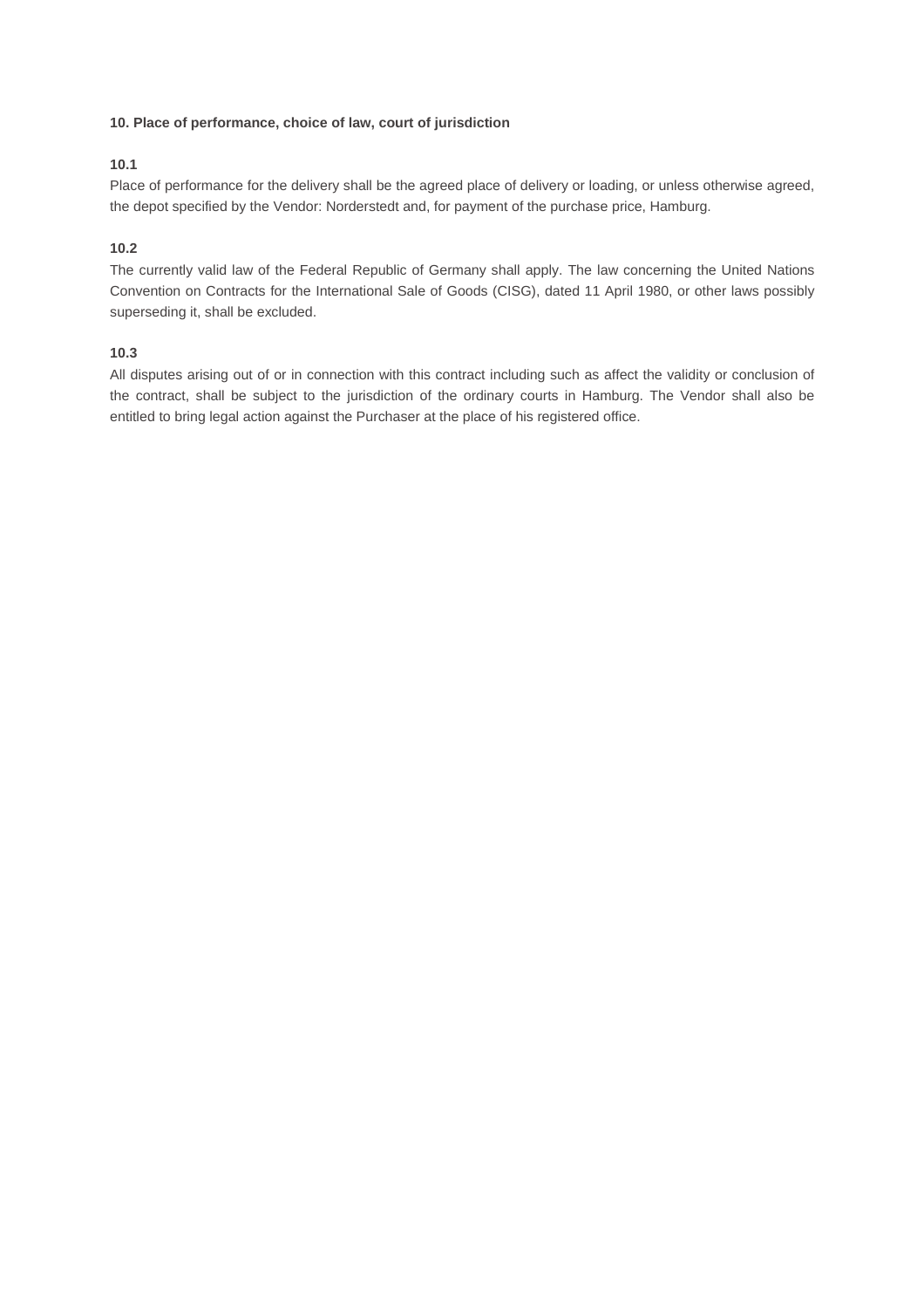**10. Place of performance, choice of law, court of jurisdiction**

**10.1**

Place of performance for the delivery shall be the agreed place of delivery or loading, or unless otherwise agreed, the depot specified by the Vendor: Norderstedt and, for payment of the purchase price, Hamburg.

**10.2**

The currently valid law of the Federal Republic of Germany shall apply. The law concerning the United Nations Convention on Contracts for the International Sale of Goods (CISG), dated 11 April 1980, or other laws possibly superseding it, shall be excluded.

**10.3**

All disputes arising out of or in connection with this contract including such as affect the validity or conclusion of the contract, shall be subject to the jurisdiction of the ordinary courts in Hamburg. The Vendor shall also be entitled to bring legal action against the Purchaser at the place of his registered office.